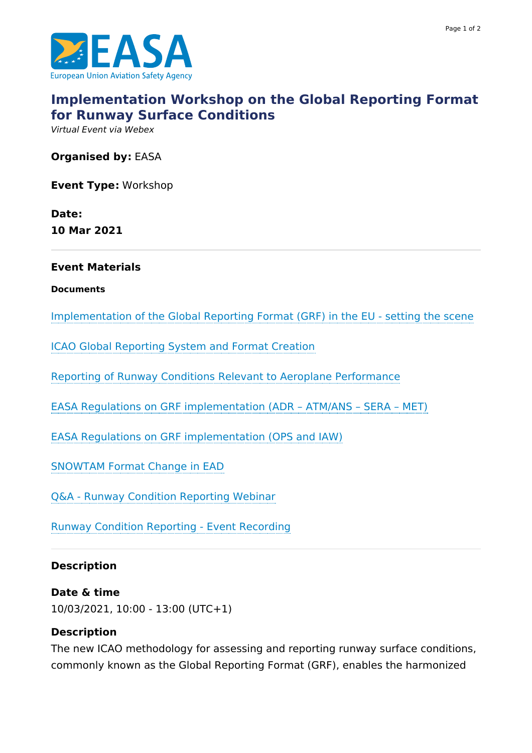# Implementation Workshop on the Global Reporting Format for Runway Surface Conditions

*Virtual Event via Webex*

**Organised by:** EASA

**Event Type:** Workshop

**Date:**
**10 Mar 2021**

---

### Event Materials

**Documents**

Implementation of the Global Reporting Format (GRF) in the EU - setting the scene

ICAO Global Reporting System and Format Creation

Reporting of Runway Conditions Relevant to Aeroplane Performance

EASA Regulations on GRF implementation (ADR – ATM/ANS – SERA – MET)

EASA Regulations on GRF implementation (OPS and IAW)

SNOWTAM Format Change in EAD

Q&A - Runway Condition Reporting Webinar

Runway Condition Reporting - Event Recording

---

### Description

**Date & time**
10/03/2021, 10:00 - 13:00 (UTC+1)

**Description**
The new ICAO methodology for assessing and reporting runway surface conditions, commonly known as the Global Reporting Format (GRF), enables the harmonized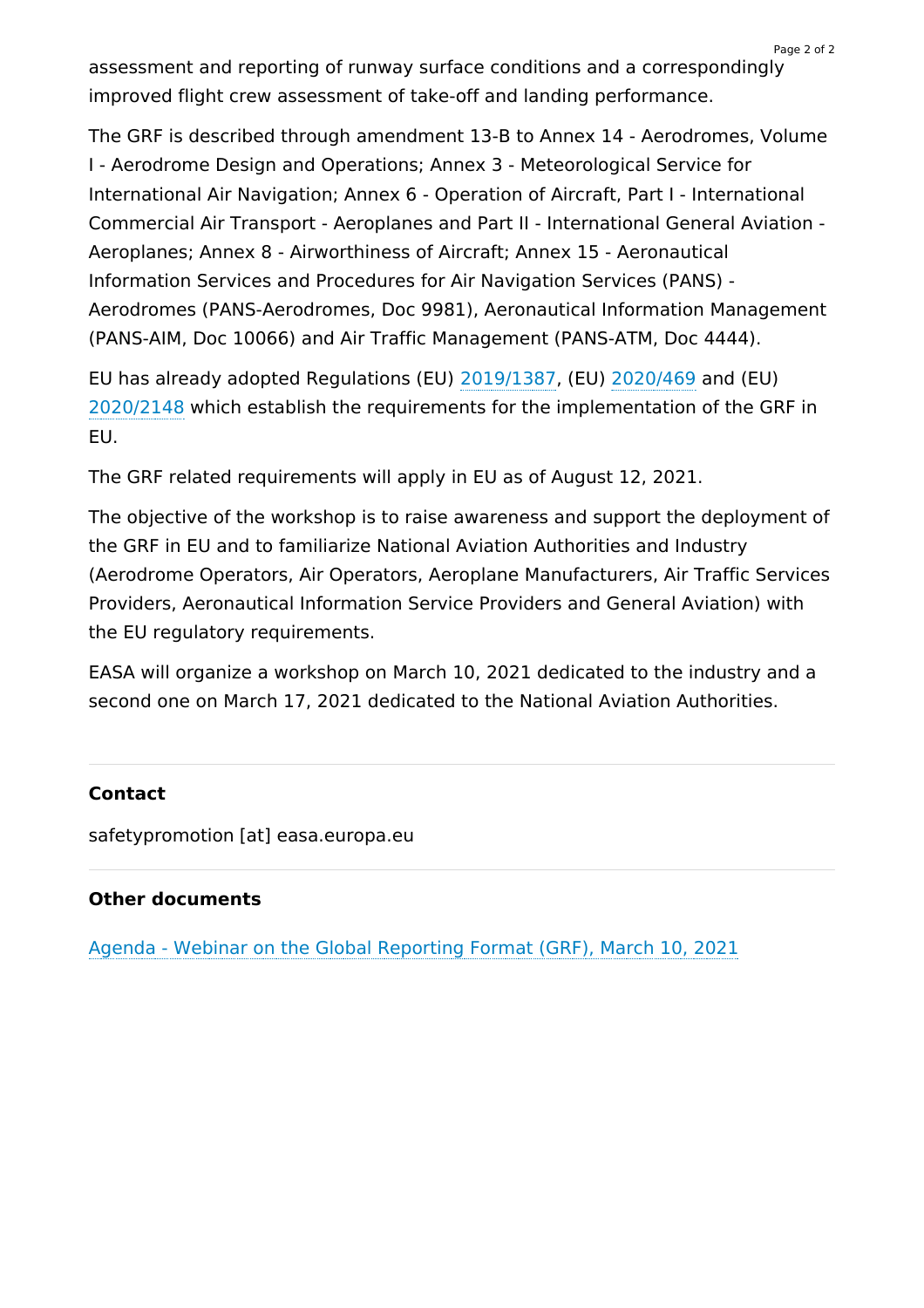assessment and reporting of runway surface conditions and a correspondingly improved flight crew assessment of take-off and landing performance.

The GRF is described through amendment 13-B to Annex 14 - Aerodromes, Volume I - Aerodrome Design and Operations; Annex 3 - Meteorological Service for International Air Navigation; Annex 6 - Operation of Aircraft, Part I - International Commercial Air Transport - Aeroplanes and Part II - International General Aviation - Aeroplanes; Annex 8 - Airworthiness of Aircraft; Annex 15 - Aeronautical Information Services and Procedures for Air Navigation Services (PANS) - Aerodromes (PANS-Aerodromes, Doc 9981), Aeronautical Information Management (PANS-AIM, Doc 10066) and Air Traffic Management (PANS-ATM, Doc 4444).

EU has already adopted Regulations (EU) 2019/1387, (EU) 2020/469 and (EU) 2020/2148 which establish the requirements for the implementation of the GRF in EU.

The GRF related requirements will apply in EU as of August 12, 2021.

The objective of the workshop is to raise awareness and support the deployment of the GRF in EU and to familiarize National Aviation Authorities and Industry (Aerodrome Operators, Air Operators, Aeroplane Manufacturers, Air Traffic Services Providers, Aeronautical Information Service Providers and General Aviation) with the EU regulatory requirements.

EASA will organize a workshop on March 10, 2021 dedicated to the industry and a second one on March 17, 2021 dedicated to the National Aviation Authorities.

---

**Contact**

safetypromotion [at] easa.europa.eu

---

**Other documents**

Agenda - Webinar on the Global Reporting Format (GRF), March 10, 2021